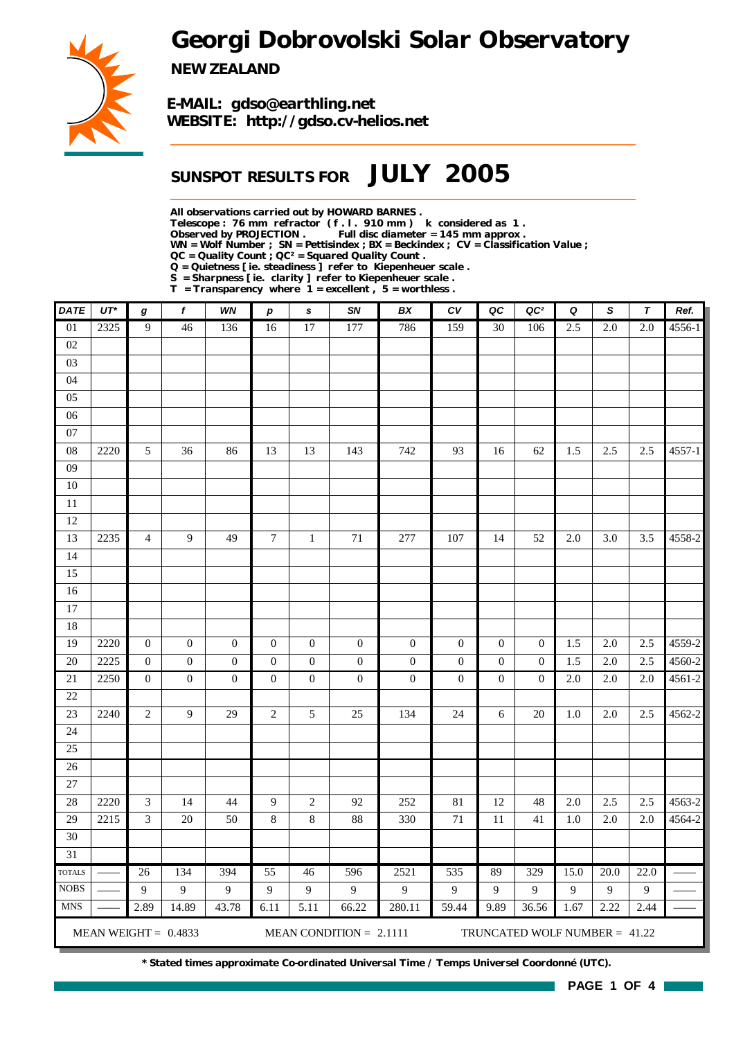# Georgi Dobrovolski Solar Observatory

**NEW ZEALAND**

**E-MAIL: gdso@earthling.net**
**WEBSITE: http://gdso.cv-helios.net**

## SUNSPOT RESULTS FOR JULY 2005

**All observations carried out by HOWARD BARNES .**
**Telescope : 76 mm refractor ( f . l . 910 mm ) k considered as 1 .**
**Observed by PROJECTION . Full disc diameter = 145 mm approx .**
**WN = Wolf Number ; SN = Pettisindex ; BX = Beckindex ; CV = Classification Value ;**
**QC = Quality Count ; QC² = Squared Quality Count .**
**Q = Quietness [ ie. steadiness ] refer to Kiepenheuer scale .**
**S = Sharpness [ ie. clarity ] refer to Kiepenheuer scale .**
**T = Transparency where 1 = excellent , 5 = worthless .**

| DATE | UT* | g | f | WN | p | s | SN | BX | CV | QC | QC² | Q | S | T | Ref. |
|---|---|---|---|---|---|---|---|---|---|---|---|---|---|---|---|
| 01 | 2325 | 9 | 46 | 136 | 16 | 17 | 177 | 786 | 159 | 30 | 106 | 2.5 | 2.0 | 2.0 | 4556-1 |
| 02 | | | | | | | | | | | | | | | |
| 03 | | | | | | | | | | | | | | | |
| 04 | | | | | | | | | | | | | | | |
| 05 | | | | | | | | | | | | | | | |
| 06 | | | | | | | | | | | | | | | |
| 07 | | | | | | | | | | | | | | | |
| 08 | 2220 | 5 | 36 | 86 | 13 | 13 | 143 | 742 | 93 | 16 | 62 | 1.5 | 2.5 | 2.5 | 4557-1 |
| 09 | | | | | | | | | | | | | | | |
| 10 | | | | | | | | | | | | | | | |
| 11 | | | | | | | | | | | | | | | |
| 12 | | | | | | | | | | | | | | | |
| 13 | 2235 | 4 | 9 | 49 | 7 | 1 | 71 | 277 | 107 | 14 | 52 | 2.0 | 3.0 | 3.5 | 4558-2 |
| 14 | | | | | | | | | | | | | | | |
| 15 | | | | | | | | | | | | | | | |
| 16 | | | | | | | | | | | | | | | |
| 17 | | | | | | | | | | | | | | | |
| 18 | | | | | | | | | | | | | | | |
| 19 | 2220 | 0 | 0 | 0 | 0 | 0 | 0 | 0 | 0 | 0 | 0 | 1.5 | 2.0 | 2.5 | 4559-2 |
| 20 | 2225 | 0 | 0 | 0 | 0 | 0 | 0 | 0 | 0 | 0 | 0 | 1.5 | 2.0 | 2.5 | 4560-2 |
| 21 | 2250 | 0 | 0 | 0 | 0 | 0 | 0 | 0 | 0 | 0 | 0 | 2.0 | 2.0 | 2.0 | 4561-2 |
| 22 | | | | | | | | | | | | | | | |
| 23 | 2240 | 2 | 9 | 29 | 2 | 5 | 25 | 134 | 24 | 6 | 20 | 1.0 | 2.0 | 2.5 | 4562-2 |
| 24 | | | | | | | | | | | | | | | |
| 25 | | | | | | | | | | | | | | | |
| 26 | | | | | | | | | | | | | | | |
| 27 | | | | | | | | | | | | | | | |
| 28 | 2220 | 3 | 14 | 44 | 9 | 2 | 92 | 252 | 81 | 12 | 48 | 2.0 | 2.5 | 2.5 | 4563-2 |
| 29 | 2215 | 3 | 20 | 50 | 8 | 8 | 88 | 330 | 71 | 11 | 41 | 1.0 | 2.0 | 2.0 | 4564-2 |
| 30 | | | | | | | | | | | | | | | |
| 31 | | | | | | | | | | | | | | | |
| TOTALS | —— | 26 | 134 | 394 | 55 | 46 | 596 | 2521 | 535 | 89 | 329 | 15.0 | 20.0 | 22.0 | —— |
| NOBS | —— | 9 | 9 | 9 | 9 | 9 | 9 | 9 | 9 | 9 | 9 | 9 | 9 | 9 | —— |
| MNS | —— | 2.89 | 14.89 | 43.78 | 6.11 | 5.11 | 66.22 | 280.11 | 59.44 | 9.89 | 36.56 | 1.67 | 2.22 | 2.44 | —— |

MEAN WEIGHT = 0.4833 MEAN CONDITION = 2.1111 TRUNCATED WOLF NUMBER = 41.22

**\* Stated times approximate Co-ordinated Universal Time / Temps Universel Coordonné (UTC).**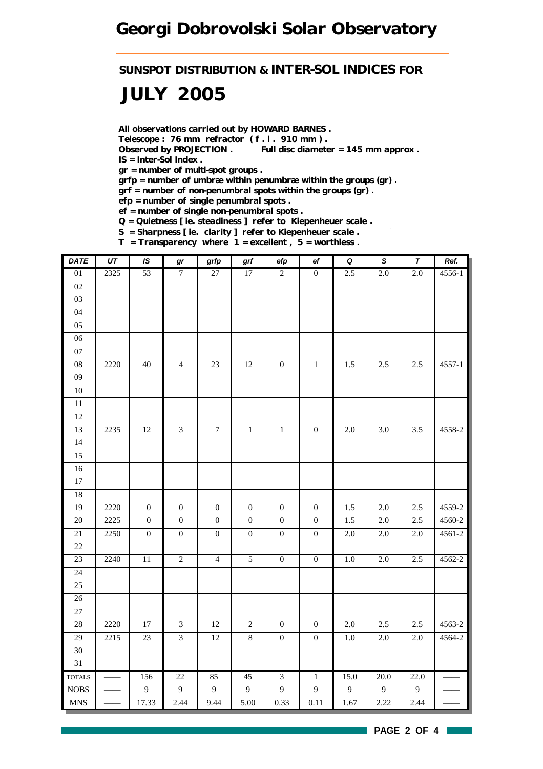# Georgi Dobrovolski Solar Observatory

## SUNSPOT DISTRIBUTION & INTER-SOL INDICES FOR

# JULY 2005

**All observations carried out by HOWARD BARNES .**
**Telescope : 76 mm refractor ( f . l . 910 mm ) .**
**Observed by PROJECTION .  Full disc diameter = 145 mm approx .**
**IS = Inter-Sol Index .**
**gr = number of multi-spot groups .**
**grfp = number of umbræ within penumbræ within the groups (gr) .**
**grf = number of non-penumbral spots within the groups (gr) .**
**efp = number of single penumbral spots .**
**ef = number of single non-penumbral spots .**
**Q = Quietness [ ie. steadiness ] refer to Kiepenheuer scale .**
**S = Sharpness [ ie. clarity ] refer to Kiepenheuer scale .**
**T = Transparency where 1 = excellent , 5 = worthless .**

| DATE | UT | IS | gr | grfp | grf | efp | ef | Q | S | T | Ref. |
|---|---|---|---|---|---|---|---|---|---|---|---|
| 01 | 2325 | 53 | 7 | 27 | 17 | 2 | 0 | 2.5 | 2.0 | 2.0 | 4556-1 |
| 02 | | | | | | | | | | | |
| 03 | | | | | | | | | | | |
| 04 | | | | | | | | | | | |
| 05 | | | | | | | | | | | |
| 06 | | | | | | | | | | | |
| 07 | | | | | | | | | | | |
| 08 | 2220 | 40 | 4 | 23 | 12 | 0 | 1 | 1.5 | 2.5 | 2.5 | 4557-1 |
| 09 | | | | | | | | | | | |
| 10 | | | | | | | | | | | |
| 11 | | | | | | | | | | | |
| 12 | | | | | | | | | | | |
| 13 | 2235 | 12 | 3 | 7 | 1 | 1 | 0 | 2.0 | 3.0 | 3.5 | 4558-2 |
| 14 | | | | | | | | | | | |
| 15 | | | | | | | | | | | |
| 16 | | | | | | | | | | | |
| 17 | | | | | | | | | | | |
| 18 | | | | | | | | | | | |
| 19 | 2220 | 0 | 0 | 0 | 0 | 0 | 0 | 1.5 | 2.0 | 2.5 | 4559-2 |
| 20 | 2225 | 0 | 0 | 0 | 0 | 0 | 0 | 1.5 | 2.0 | 2.5 | 4560-2 |
| 21 | 2250 | 0 | 0 | 0 | 0 | 0 | 0 | 2.0 | 2.0 | 2.0 | 4561-2 |
| 22 | | | | | | | | | | | |
| 23 | 2240 | 11 | 2 | 4 | 5 | 0 | 0 | 1.0 | 2.0 | 2.5 | 4562-2 |
| 24 | | | | | | | | | | | |
| 25 | | | | | | | | | | | |
| 26 | | | | | | | | | | | |
| 27 | | | | | | | | | | | |
| 28 | 2220 | 17 | 3 | 12 | 2 | 0 | 0 | 2.0 | 2.5 | 2.5 | 4563-2 |
| 29 | 2215 | 23 | 3 | 12 | 8 | 0 | 0 | 1.0 | 2.0 | 2.0 | 4564-2 |
| 30 | | | | | | | | | | | |
| 31 | | | | | | | | | | | |
| TOTALS | —— | 156 | 22 | 85 | 45 | 3 | 1 | 15.0 | 20.0 | 22.0 | —— |
| NOBS | —— | 9 | 9 | 9 | 9 | 9 | 9 | 9 | 9 | 9 | —— |
| MNS | —— | 17.33 | 2.44 | 9.44 | 5.00 | 0.33 | 0.11 | 1.67 | 2.22 | 2.44 | —— |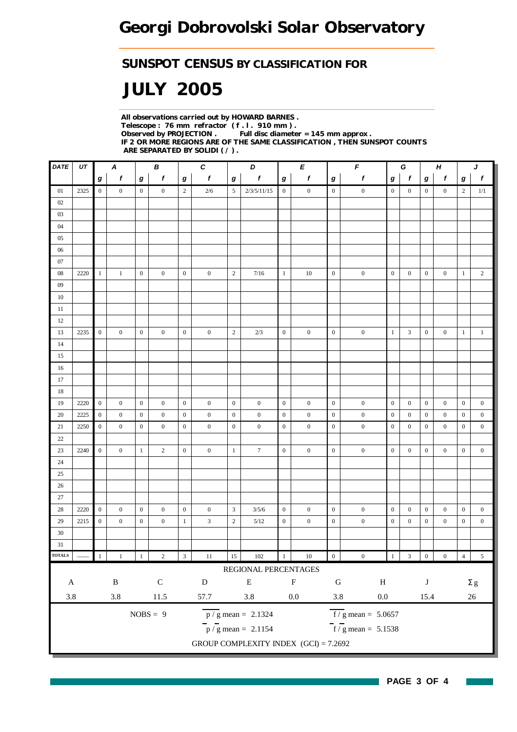# Georgi Dobrovolski Solar Observatory

## SUNSPOT CENSUS BY CLASSIFICATION FOR

# JULY 2005

**All observations carried out by HOWARD BARNES .**
**Telescope : 76 mm refractor ( f . l . 910 mm ) .**
**Observed by PROJECTION . Full disc diameter = 145 mm approx .**
**IF 2 OR MORE REGIONS ARE OF THE SAME CLASSIFICATION , THEN SUNSPOT COUNTS ARE SEPARATED BY SOLIDI ( / ) .**

| DATE | UT | A | | B | | C | | D | | E | | F | | G | | H | | J | |
|---|---|---|---|---|---|---|---|---|---|---|---|---|---|---|---|---|---|---|---|
| | | g | f | g | f | g | f | g | f | g | f | g | f | g | f | g | f | g | f |
| 01 | 2325 | 0 | 0 | 0 | 0 | 2 | 2/6 | 5 | 2/3/5/11/15 | 0 | 0 | 0 | 0 | 0 | 0 | 0 | 0 | 2 | 1/1 |
| 02 | | | | | | | | | | | | | | | | | | | |
| 03 | | | | | | | | | | | | | | | | | | | |
| 04 | | | | | | | | | | | | | | | | | | | |
| 05 | | | | | | | | | | | | | | | | | | | |
| 06 | | | | | | | | | | | | | | | | | | | |
| 07 | | | | | | | | | | | | | | | | | | | |
| 08 | 2220 | 1 | 1 | 0 | 0 | 0 | 0 | 2 | 7/16 | 1 | 10 | 0 | 0 | 0 | 0 | 0 | 0 | 1 | 2 |
| 09 | | | | | | | | | | | | | | | | | | | |
| 10 | | | | | | | | | | | | | | | | | | | |
| 11 | | | | | | | | | | | | | | | | | | | |
| 12 | | | | | | | | | | | | | | | | | | | |
| 13 | 2235 | 0 | 0 | 0 | 0 | 0 | 0 | 2 | 2/3 | 0 | 0 | 0 | 0 | 1 | 3 | 0 | 0 | 1 | 1 |
| 14 | | | | | | | | | | | | | | | | | | | |
| 15 | | | | | | | | | | | | | | | | | | | |
| 16 | | | | | | | | | | | | | | | | | | | |
| 17 | | | | | | | | | | | | | | | | | | | |
| 18 | | | | | | | | | | | | | | | | | | | |
| 19 | 2220 | 0 | 0 | 0 | 0 | 0 | 0 | 0 | 0 | 0 | 0 | 0 | 0 | 0 | 0 | 0 | 0 | 0 | 0 |
| 20 | 2225 | 0 | 0 | 0 | 0 | 0 | 0 | 0 | 0 | 0 | 0 | 0 | 0 | 0 | 0 | 0 | 0 | 0 | 0 |
| 21 | 2250 | 0 | 0 | 0 | 0 | 0 | 0 | 0 | 0 | 0 | 0 | 0 | 0 | 0 | 0 | 0 | 0 | 0 | 0 |
| 22 | | | | | | | | | | | | | | | | | | | |
| 23 | 2240 | 0 | 0 | 1 | 2 | 0 | 0 | 1 | 7 | 0 | 0 | 0 | 0 | 0 | 0 | 0 | 0 | 0 | 0 |
| 24 | | | | | | | | | | | | | | | | | | | |
| 25 | | | | | | | | | | | | | | | | | | | |
| 26 | | | | | | | | | | | | | | | | | | | |
| 27 | | | | | | | | | | | | | | | | | | | |
| 28 | 2220 | 0 | 0 | 0 | 0 | 0 | 0 | 3 | 3/5/6 | 0 | 0 | 0 | 0 | 0 | 0 | 0 | 0 | 0 | 0 |
| 29 | 2215 | 0 | 0 | 0 | 0 | 1 | 3 | 2 | 5/12 | 0 | 0 | 0 | 0 | 0 | 0 | 0 | 0 | 0 | 0 |
| 30 | | | | | | | | | | | | | | | | | | | |
| 31 | | | | | | | | | | | | | | | | | | | |
| TOTALS | —— | 1 | 1 | 1 | 2 | 3 | 11 | 15 | 102 | 1 | 10 | 0 | 0 | 1 | 3 | 0 | 0 | 4 | 5 |

REGIONAL PERCENTAGES

| A | B | C | D | E | F | G | H | J | Σg |
|---|---|---|---|---|---|---|---|---|---|
| 3.8 | 3.8 | 11.5 | 57.7 | 3.8 | 0.0 | 3.8 | 0.0 | 15.4 | 26 |

NOBS = 9

$p / g$ mean = 2.1324

$\overline{f / g}$ mean = 5.0657

$\overline{p} / \overline{g}$ mean = 2.1154

$\overline{f} / \overline{g}$ mean = 5.1538

GROUP COMPLEXITY INDEX (GCI) = 7.2692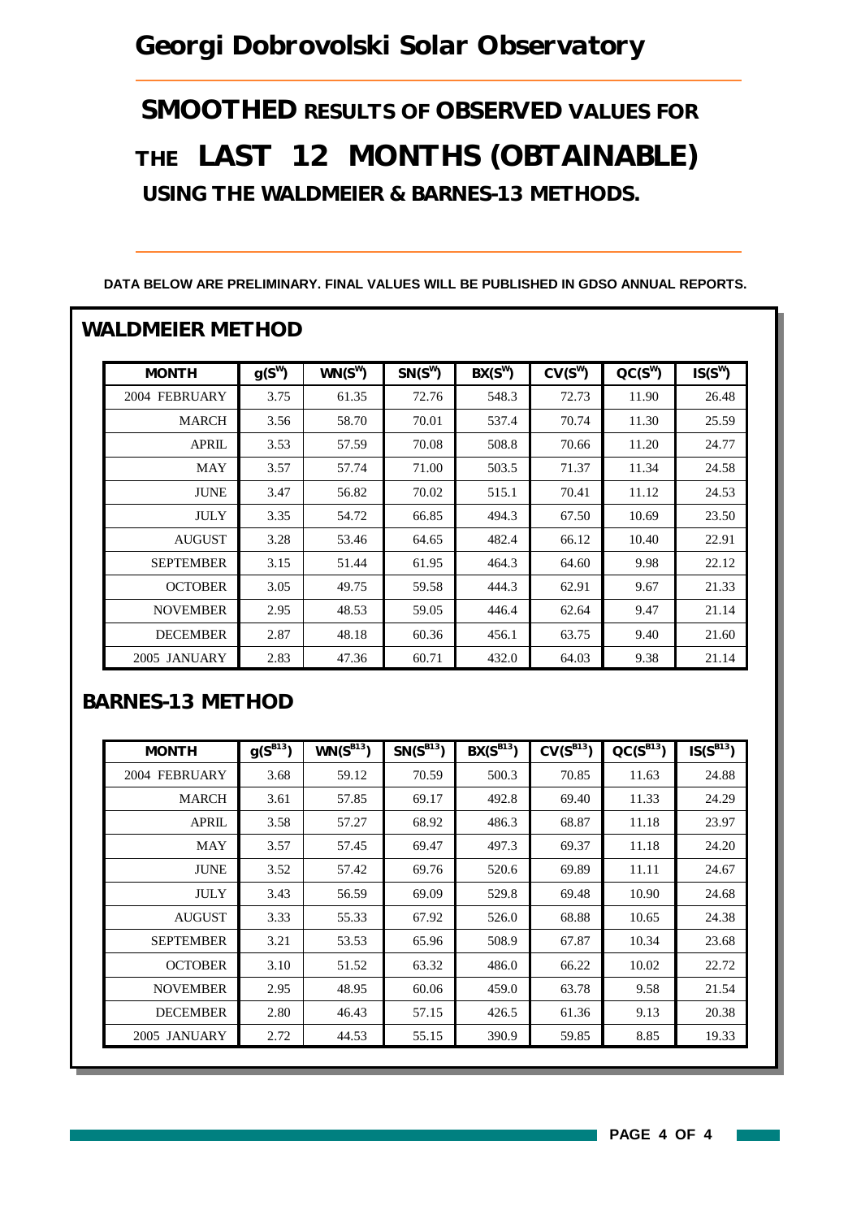# Georgi Dobrovolski Solar Observatory

## SMOOTHED RESULTS OF OBSERVED VALUES FOR THE LAST 12 MONTHS (OBTAINABLE) USING THE WALDMEIER & BARNES-13 METHODS.

**DATA BELOW ARE PRELIMINARY. FINAL VALUES WILL BE PUBLISHED IN GDSO ANNUAL REPORTS.**

## WALDMEIER METHOD

| MONTH | $g(S^W)$ | $WN(S^W)$ | $SN(S^W)$ | $BX(S^W)$ | $CV(S^W)$ | $QC(S^W)$ | $IS(S^W)$ |
|---|---|---|---|---|---|---|---|
| 2004 FEBRUARY | 3.75 | 61.35 | 72.76 | 548.3 | 72.73 | 11.90 | 26.48 |
| MARCH | 3.56 | 58.70 | 70.01 | 537.4 | 70.74 | 11.30 | 25.59 |
| APRIL | 3.53 | 57.59 | 70.08 | 508.8 | 70.66 | 11.20 | 24.77 |
| MAY | 3.57 | 57.74 | 71.00 | 503.5 | 71.37 | 11.34 | 24.58 |
| JUNE | 3.47 | 56.82 | 70.02 | 515.1 | 70.41 | 11.12 | 24.53 |
| JULY | 3.35 | 54.72 | 66.85 | 494.3 | 67.50 | 10.69 | 23.50 |
| AUGUST | 3.28 | 53.46 | 64.65 | 482.4 | 66.12 | 10.40 | 22.91 |
| SEPTEMBER | 3.15 | 51.44 | 61.95 | 464.3 | 64.60 | 9.98 | 22.12 |
| OCTOBER | 3.05 | 49.75 | 59.58 | 444.3 | 62.91 | 9.67 | 21.33 |
| NOVEMBER | 2.95 | 48.53 | 59.05 | 446.4 | 62.64 | 9.47 | 21.14 |
| DECEMBER | 2.87 | 48.18 | 60.36 | 456.1 | 63.75 | 9.40 | 21.60 |
| 2005 JANUARY | 2.83 | 47.36 | 60.71 | 432.0 | 64.03 | 9.38 | 21.14 |

## BARNES-13 METHOD

| MONTH | $g(S^{B13})$ | $WN(S^{B13})$ | $SN(S^{B13})$ | $BX(S^{B13})$ | $CV(S^{B13})$ | $QC(S^{B13})$ | $IS(S^{B13})$ |
|---|---|---|---|---|---|---|---|
| 2004 FEBRUARY | 3.68 | 59.12 | 70.59 | 500.3 | 70.85 | 11.63 | 24.88 |
| MARCH | 3.61 | 57.85 | 69.17 | 492.8 | 69.40 | 11.33 | 24.29 |
| APRIL | 3.58 | 57.27 | 68.92 | 486.3 | 68.87 | 11.18 | 23.97 |
| MAY | 3.57 | 57.45 | 69.47 | 497.3 | 69.37 | 11.18 | 24.20 |
| JUNE | 3.52 | 57.42 | 69.76 | 520.6 | 69.89 | 11.11 | 24.67 |
| JULY | 3.43 | 56.59 | 69.09 | 529.8 | 69.48 | 10.90 | 24.68 |
| AUGUST | 3.33 | 55.33 | 67.92 | 526.0 | 68.88 | 10.65 | 24.38 |
| SEPTEMBER | 3.21 | 53.53 | 65.96 | 508.9 | 67.87 | 10.34 | 23.68 |
| OCTOBER | 3.10 | 51.52 | 63.32 | 486.0 | 66.22 | 10.02 | 22.72 |
| NOVEMBER | 2.95 | 48.95 | 60.06 | 459.0 | 63.78 | 9.58 | 21.54 |
| DECEMBER | 2.80 | 46.43 | 57.15 | 426.5 | 61.36 | 9.13 | 20.38 |
| 2005 JANUARY | 2.72 | 44.53 | 55.15 | 390.9 | 59.85 | 8.85 | 19.33 |